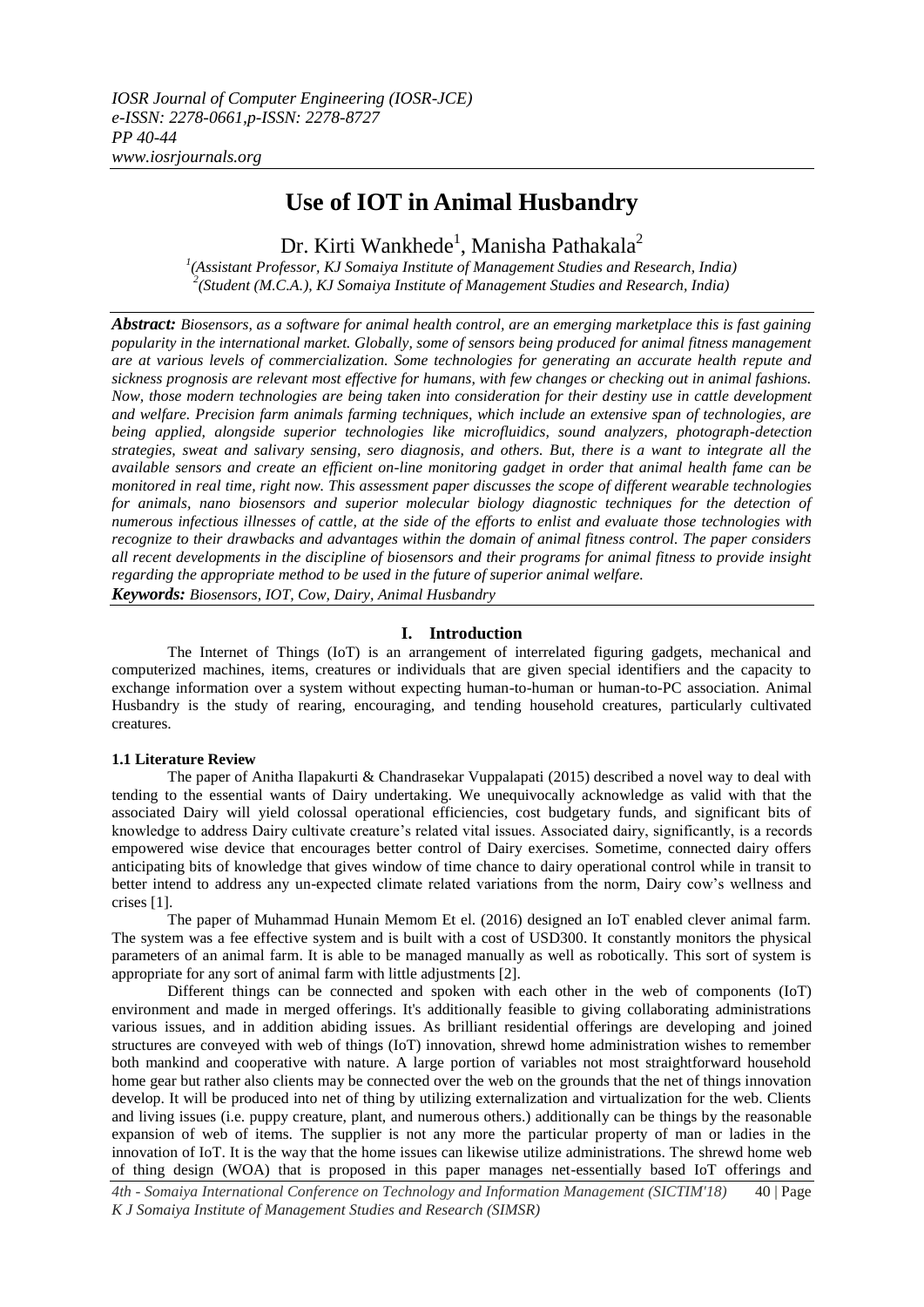# Use of IOT in Animal Husbandry

Dr. Kirti Wankhede[1], Manisha Pathakala[2]

[1](Assistant Professor, KJ Somaiya Institute of Management Studies and Research, India)
[2](Student (M.C.A.), KJ Somaiya Institute of Management Studies and Research, India)

***Abstract:*** *Biosensors, as a software for animal health control, are an emerging marketplace this is fast gaining popularity in the international market. Globally, some of sensors being produced for animal fitness management are at various levels of commercialization. Some technologies for generating an accurate health repute and sickness prognosis are relevant most effective for humans, with few changes or checking out in animal fashions. Now, those modern technologies are being taken into consideration for their destiny use in cattle development and welfare. Precision farm animals farming techniques, which include an extensive span of technologies, are being applied, alongside superior technologies like microfluidics, sound analyzers, photograph-detection strategies, sweat and salivary sensing, sero diagnosis, and others. But, there is a want to integrate all the available sensors and create an efficient on-line monitoring gadget in order that animal health fame can be monitored in real time, right now. This assessment paper discusses the scope of different wearable technologies for animals, nano biosensors and superior molecular biology diagnostic techniques for the detection of numerous infectious illnesses of cattle, at the side of the efforts to enlist and evaluate those technologies with recognize to their drawbacks and advantages within the domain of animal fitness control. The paper considers all recent developments in the discipline of biosensors and their programs for animal fitness to provide insight regarding the appropriate method to be used in the future of superior animal welfare.*

***Keywords:*** *Biosensors, IOT, Cow, Dairy, Animal Husbandry*

## I. Introduction

The Internet of Things (IoT) is an arrangement of interrelated figuring gadgets, mechanical and computerized machines, items, creatures or individuals that are given special identifiers and the capacity to exchange information over a system without expecting human-to-human or human-to-PC association. Animal Husbandry is the study of rearing, encouraging, and tending household creatures, particularly cultivated creatures.

### 1.1 Literature Review

The paper of Anitha Ilapakurti & Chandrasekar Vuppalapati (2015) described a novel way to deal with tending to the essential wants of Dairy undertaking. We unequivocally acknowledge as valid with that the associated Dairy will yield colossal operational efficiencies, cost budgetary funds, and significant bits of knowledge to address Dairy cultivate creature's related vital issues. Associated dairy, significantly, is a records empowered wise device that encourages better control of Dairy exercises. Sometime, connected dairy offers anticipating bits of knowledge that gives window of time chance to dairy operational control while in transit to better intend to address any un-expected climate related variations from the norm, Dairy cow's wellness and crises [1].

The paper of Muhammad Hunain Memom Et el. (2016) designed an IoT enabled clever animal farm. The system was a fee effective system and is built with a cost of USD300. It constantly monitors the physical parameters of an animal farm. It is able to be managed manually as well as robotically. This sort of system is appropriate for any sort of animal farm with little adjustments [2].

Different things can be connected and spoken with each other in the web of components (IoT) environment and made in merged offerings. It's additionally feasible to giving collaborating administrations various issues, and in addition abiding issues. As brilliant residential offerings are developing and joined structures are conveyed with web of things (IoT) innovation, shrewd home administration wishes to remember both mankind and cooperative with nature. A large portion of variables not most straightforward household home gear but rather also clients may be connected over the web on the grounds that the net of things innovation develop. It will be produced into net of thing by utilizing externalization and virtualization for the web. Clients and living issues (i.e. puppy creature, plant, and numerous others.) additionally can be things by the reasonable expansion of web of items. The supplier is not any more the particular property of man or ladies in the innovation of IoT. It is the way that the home issues can likewise utilize administrations. The shrewd home web of thing design (WOA) that is proposed in this paper manages net-essentially based IoT offerings and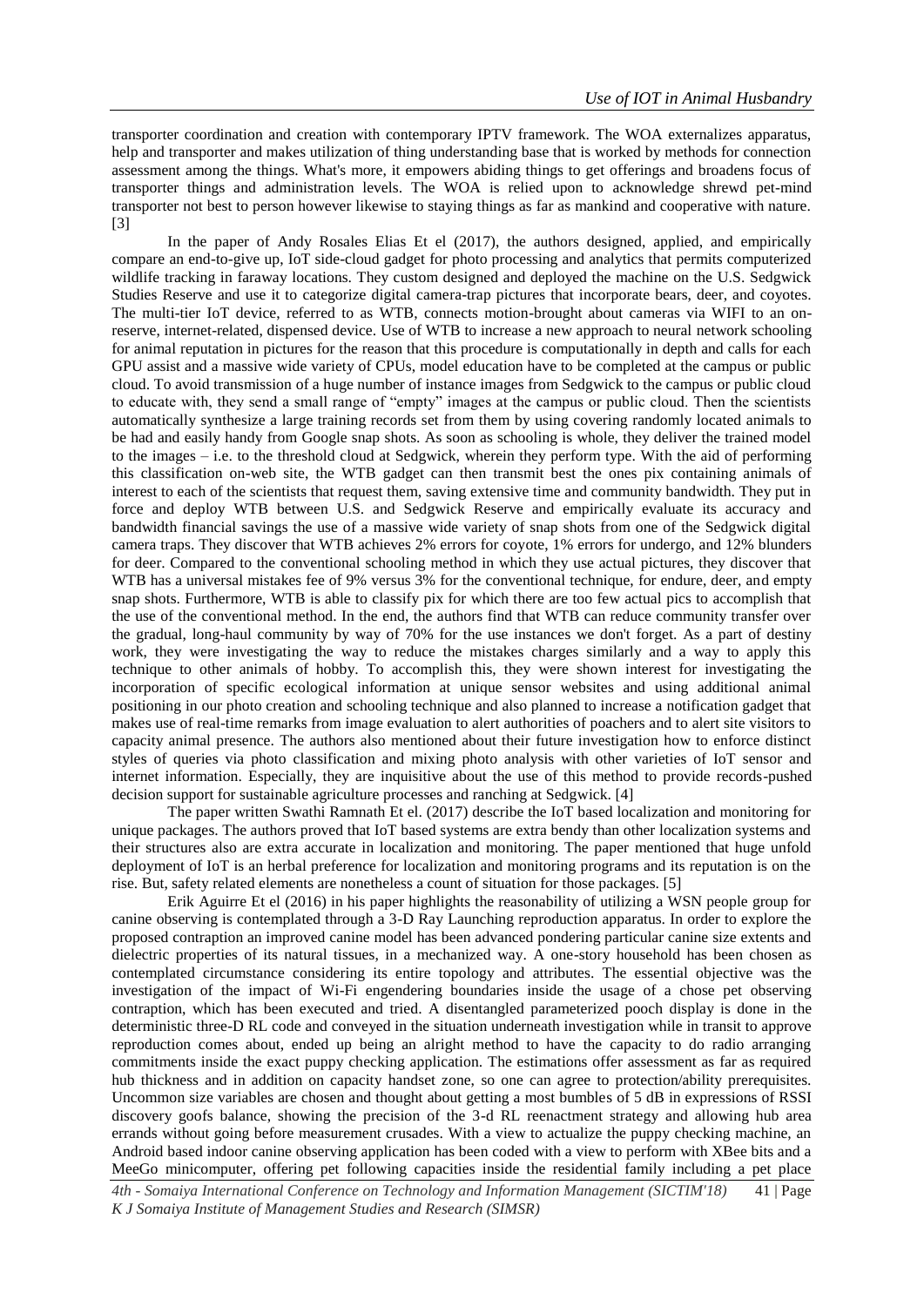transporter coordination and creation with contemporary IPTV framework. The WOA externalizes apparatus, help and transporter and makes utilization of thing understanding base that is worked by methods for connection assessment among the things. What's more, it empowers abiding things to get offerings and broadens focus of transporter things and administration levels. The WOA is relied upon to acknowledge shrewd pet-mind transporter not best to person however likewise to staying things as far as mankind and cooperative with nature. [3]

In the paper of Andy Rosales Elias Et el (2017), the authors designed, applied, and empirically compare an end-to-give up, IoT side-cloud gadget for photo processing and analytics that permits computerized wildlife tracking in faraway locations. They custom designed and deployed the machine on the U.S. Sedgwick Studies Reserve and use it to categorize digital camera-trap pictures that incorporate bears, deer, and coyotes. The multi-tier IoT device, referred to as WTB, connects motion-brought about cameras via WIFI to an on-reserve, internet-related, dispensed device. Use of WTB to increase a new approach to neural network schooling for animal reputation in pictures for the reason that this procedure is computationally in depth and calls for each GPU assist and a massive wide variety of CPUs, model education have to be completed at the campus or public cloud. To avoid transmission of a huge number of instance images from Sedgwick to the campus or public cloud to educate with, they send a small range of "empty" images at the campus or public cloud. Then the scientists automatically synthesize a large training records set from them by using covering randomly located animals to be had and easily handy from Google snap shots. As soon as schooling is whole, they deliver the trained model to the images – i.e. to the threshold cloud at Sedgwick, wherein they perform type. With the aid of performing this classification on-web site, the WTB gadget can then transmit best the ones pix containing animals of interest to each of the scientists that request them, saving extensive time and community bandwidth. They put in force and deploy WTB between U.S. and Sedgwick Reserve and empirically evaluate its accuracy and bandwidth financial savings the use of a massive wide variety of snap shots from one of the Sedgwick digital camera traps. They discover that WTB achieves 2% errors for coyote, 1% errors for undergo, and 12% blunders for deer. Compared to the conventional schooling method in which they use actual pictures, they discover that WTB has a universal mistakes fee of 9% versus 3% for the conventional technique, for endure, deer, and empty snap shots. Furthermore, WTB is able to classify pix for which there are too few actual pics to accomplish that the use of the conventional method. In the end, the authors find that WTB can reduce community transfer over the gradual, long-haul community by way of 70% for the use instances we don't forget. As a part of destiny work, they were investigating the way to reduce the mistakes charges similarly and a way to apply this technique to other animals of hobby. To accomplish this, they were shown interest for investigating the incorporation of specific ecological information at unique sensor websites and using additional animal positioning in our photo creation and schooling technique and also planned to increase a notification gadget that makes use of real-time remarks from image evaluation to alert authorities of poachers and to alert site visitors to capacity animal presence. The authors also mentioned about their future investigation how to enforce distinct styles of queries via photo classification and mixing photo analysis with other varieties of IoT sensor and internet information. Especially, they are inquisitive about the use of this method to provide records-pushed decision support for sustainable agriculture processes and ranching at Sedgwick. [4]

The paper written Swathi Ramnath Et el. (2017) describe the IoT based localization and monitoring for unique packages. The authors proved that IoT based systems are extra bendy than other localization systems and their structures also are extra accurate in localization and monitoring. The paper mentioned that huge unfold deployment of IoT is an herbal preference for localization and monitoring programs and its reputation is on the rise. But, safety related elements are nonetheless a count of situation for those packages. [5]

Erik Aguirre Et el (2016) in his paper highlights the reasonability of utilizing a WSN people group for canine observing is contemplated through a 3-D Ray Launching reproduction apparatus. In order to explore the proposed contraption an improved canine model has been advanced pondering particular canine size extents and dielectric properties of its natural tissues, in a mechanized way. A one-story household has been chosen as contemplated circumstance considering its entire topology and attributes. The essential objective was the investigation of the impact of Wi-Fi engendering boundaries inside the usage of a chose pet observing contraption, which has been executed and tried. A disentangled parameterized pooch display is done in the deterministic three-D RL code and conveyed in the situation underneath investigation while in transit to approve reproduction comes about, ended up being an alright method to have the capacity to do radio arranging commitments inside the exact puppy checking application. The estimations offer assessment as far as required hub thickness and in addition on capacity handset zone, so one can agree to protection/ability prerequisites. Uncommon size variables are chosen and thought about getting a most bumbles of 5 dB in expressions of RSSI discovery goofs balance, showing the precision of the 3-d RL reenactment strategy and allowing hub area errands without going before measurement crusades. With a view to actualize the puppy checking machine, an Android based indoor canine observing application has been coded with a view to perform with XBee bits and a MeeGo minicomputer, offering pet following capacities inside the residential family including a pet place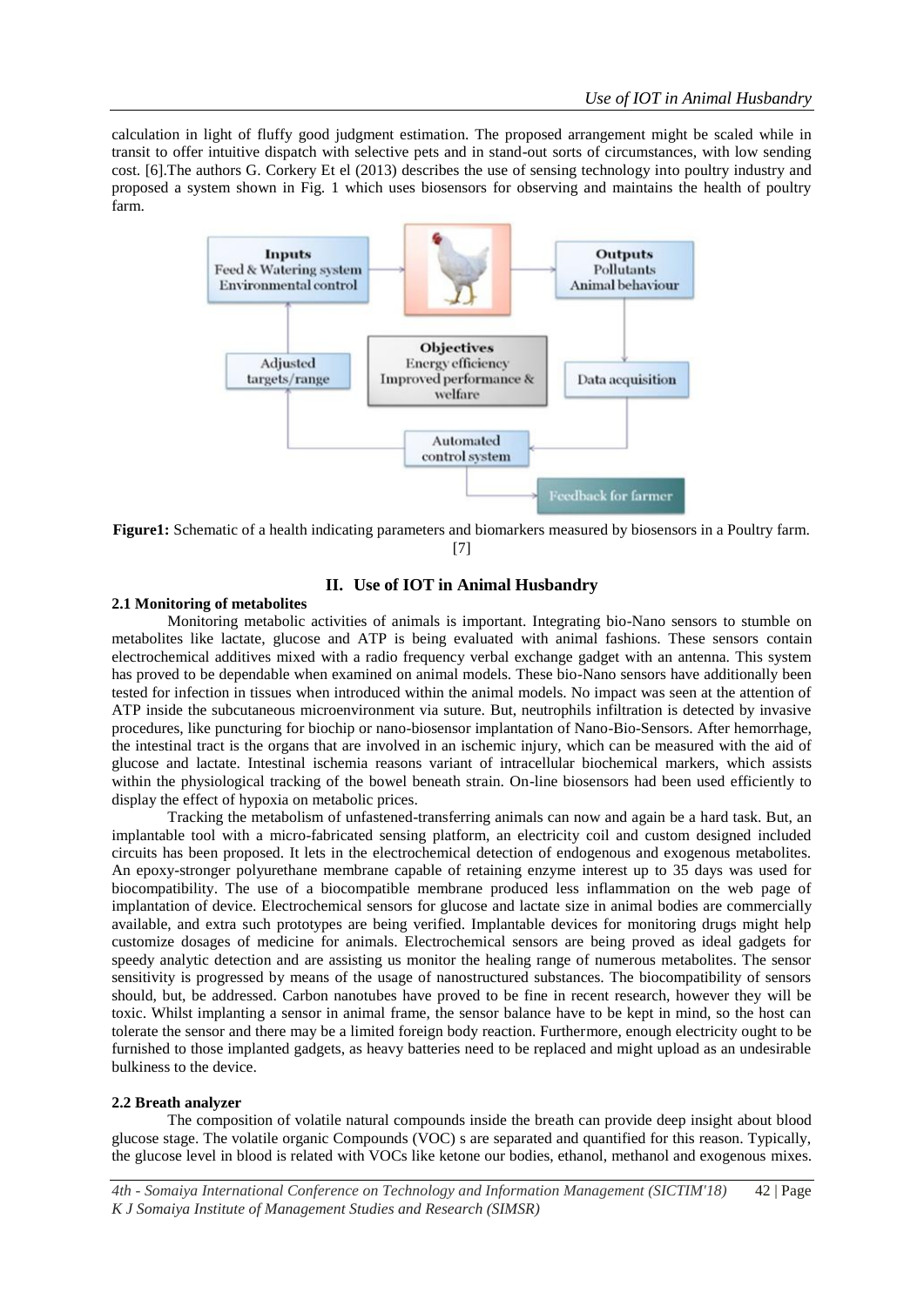calculation in light of fluffy good judgment estimation. The proposed arrangement might be scaled while in transit to offer intuitive dispatch with selective pets and in stand-out sorts of circumstances, with low sending cost. [6].The authors G. Corkery Et el (2013) describes the use of sensing technology into poultry industry and proposed a system shown in Fig. 1 which uses biosensors for observing and maintains the health of poultry farm.

**Figure1:** Schematic of a health indicating parameters and biomarkers measured by biosensors in a Poultry farm. [7]

## II. Use of IOT in Animal Husbandry

### 2.1 Monitoring of metabolites

Monitoring metabolic activities of animals is important. Integrating bio-Nano sensors to stumble on metabolites like lactate, glucose and ATP is being evaluated with animal fashions. These sensors contain electrochemical additives mixed with a radio frequency verbal exchange gadget with an antenna. This system has proved to be dependable when examined on animal models. These bio-Nano sensors have additionally been tested for infection in tissues when introduced within the animal models. No impact was seen at the attention of ATP inside the subcutaneous microenvironment via suture. But, neutrophils infiltration is detected by invasive procedures, like puncturing for biochip or nano-biosensor implantation of Nano-Bio-Sensors. After hemorrhage, the intestinal tract is the organs that are involved in an ischemic injury, which can be measured with the aid of glucose and lactate. Intestinal ischemia reasons variant of intracellular biochemical markers, which assists within the physiological tracking of the bowel beneath strain. On-line biosensors had been used efficiently to display the effect of hypoxia on metabolic prices.

Tracking the metabolism of unfastened-transferring animals can now and again be a hard task. But, an implantable tool with a micro-fabricated sensing platform, an electricity coil and custom designed included circuits has been proposed. It lets in the electrochemical detection of endogenous and exogenous metabolites. An epoxy-stronger polyurethane membrane capable of retaining enzyme interest up to 35 days was used for biocompatibility. The use of a biocompatible membrane produced less inflammation on the web page of implantation of device. Electrochemical sensors for glucose and lactate size in animal bodies are commercially available, and extra such prototypes are being verified. Implantable devices for monitoring drugs might help customize dosages of medicine for animals. Electrochemical sensors are being proved as ideal gadgets for speedy analytic detection and are assisting us monitor the healing range of numerous metabolites. The sensor sensitivity is progressed by means of the usage of nanostructured substances. The biocompatibility of sensors should, but, be addressed. Carbon nanotubes have proved to be fine in recent research, however they will be toxic. Whilst implanting a sensor in animal frame, the sensor balance have to be kept in mind, so the host can tolerate the sensor and there may be a limited foreign body reaction. Furthermore, enough electricity ought to be furnished to those implanted gadgets, as heavy batteries need to be replaced and might upload as an undesirable bulkiness to the device.

### 2.2 Breath analyzer

The composition of volatile natural compounds inside the breath can provide deep insight about blood glucose stage. The volatile organic Compounds (VOC) s are separated and quantified for this reason. Typically, the glucose level in blood is related with VOCs like ketone our bodies, ethanol, methanol and exogenous mixes.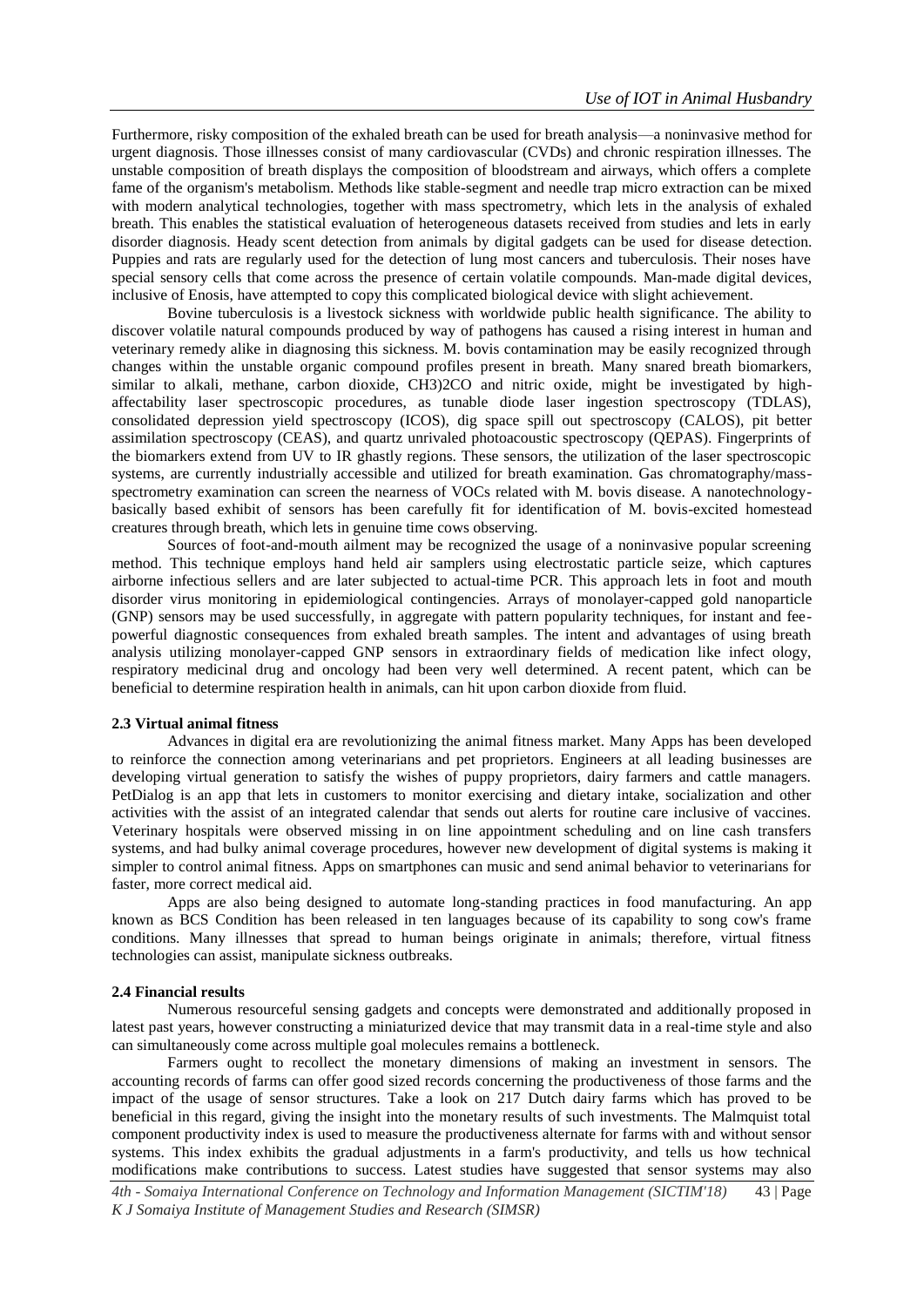Furthermore, risky composition of the exhaled breath can be used for breath analysis—a noninvasive method for urgent diagnosis. Those illnesses consist of many cardiovascular (CVDs) and chronic respiration illnesses. The unstable composition of breath displays the composition of bloodstream and airways, which offers a complete fame of the organism's metabolism. Methods like stable-segment and needle trap micro extraction can be mixed with modern analytical technologies, together with mass spectrometry, which lets in the analysis of exhaled breath. This enables the statistical evaluation of heterogeneous datasets received from studies and lets in early disorder diagnosis. Heady scent detection from animals by digital gadgets can be used for disease detection. Puppies and rats are regularly used for the detection of lung most cancers and tuberculosis. Their noses have special sensory cells that come across the presence of certain volatile compounds. Man-made digital devices, inclusive of Enosis, have attempted to copy this complicated biological device with slight achievement.

Bovine tuberculosis is a livestock sickness with worldwide public health significance. The ability to discover volatile natural compounds produced by way of pathogens has caused a rising interest in human and veterinary remedy alike in diagnosing this sickness. M. bovis contamination may be easily recognized through changes within the unstable organic compound profiles present in breath. Many snared breath biomarkers, similar to alkali, methane, carbon dioxide, CH3)2CO and nitric oxide, might be investigated by high-affectability laser spectroscopic procedures, as tunable diode laser ingestion spectroscopy (TDLAS), consolidated depression yield spectroscopy (ICOS), dig space spill out spectroscopy (CALOS), pit better assimilation spectroscopy (CEAS), and quartz unrivaled photoacoustic spectroscopy (QEPAS). Fingerprints of the biomarkers extend from UV to IR ghastly regions. These sensors, the utilization of the laser spectroscopic systems, are currently industrially accessible and utilized for breath examination. Gas chromatography/mass-spectrometry examination can screen the nearness of VOCs related with M. bovis disease. A nanotechnology-basically based exhibit of sensors has been carefully fit for identification of M. bovis-excited homestead creatures through breath, which lets in genuine time cows observing.

Sources of foot-and-mouth ailment may be recognized the usage of a noninvasive popular screening method. This technique employs hand held air samplers using electrostatic particle seize, which captures airborne infectious sellers and are later subjected to actual-time PCR. This approach lets in foot and mouth disorder virus monitoring in epidemiological contingencies. Arrays of monolayer-capped gold nanoparticle (GNP) sensors may be used successfully, in aggregate with pattern popularity techniques, for instant and fee-powerful diagnostic consequences from exhaled breath samples. The intent and advantages of using breath analysis utilizing monolayer-capped GNP sensors in extraordinary fields of medication like infect ology, respiratory medicinal drug and oncology had been very well determined. A recent patent, which can be beneficial to determine respiration health in animals, can hit upon carbon dioxide from fluid.

### 2.3 Virtual animal fitness

Advances in digital era are revolutionizing the animal fitness market. Many Apps has been developed to reinforce the connection among veterinarians and pet proprietors. Engineers at all leading businesses are developing virtual generation to satisfy the wishes of puppy proprietors, dairy farmers and cattle managers. PetDialog is an app that lets in customers to monitor exercising and dietary intake, socialization and other activities with the assist of an integrated calendar that sends out alerts for routine care inclusive of vaccines. Veterinary hospitals were observed missing in on line appointment scheduling and on line cash transfers systems, and had bulky animal coverage procedures, however new development of digital systems is making it simpler to control animal fitness. Apps on smartphones can music and send animal behavior to veterinarians for faster, more correct medical aid.

Apps are also being designed to automate long-standing practices in food manufacturing. An app known as BCS Condition has been released in ten languages because of its capability to song cow's frame conditions. Many illnesses that spread to human beings originate in animals; therefore, virtual fitness technologies can assist, manipulate sickness outbreaks.

### 2.4 Financial results

Numerous resourceful sensing gadgets and concepts were demonstrated and additionally proposed in latest past years, however constructing a miniaturized device that may transmit data in a real-time style and also can simultaneously come across multiple goal molecules remains a bottleneck.

Farmers ought to recollect the monetary dimensions of making an investment in sensors. The accounting records of farms can offer good sized records concerning the productiveness of those farms and the impact of the usage of sensor structures. Take a look on 217 Dutch dairy farms which has proved to be beneficial in this regard, giving the insight into the monetary results of such investments. The Malmquist total component productivity index is used to measure the productiveness alternate for farms with and without sensor systems. This index exhibits the gradual adjustments in a farm's productivity, and tells us how technical modifications make contributions to success. Latest studies have suggested that sensor systems may also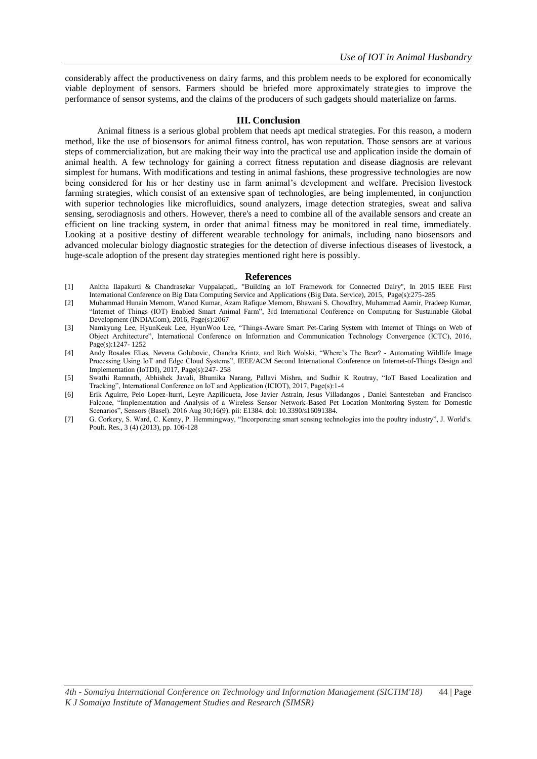considerably affect the productiveness on dairy farms, and this problem needs to be explored for economically viable deployment of sensors. Farmers should be briefed more approximately strategies to improve the performance of sensor systems, and the claims of the producers of such gadgets should materialize on farms.

## III. Conclusion

Animal fitness is a serious global problem that needs apt medical strategies. For this reason, a modern method, like the use of biosensors for animal fitness control, has won reputation. Those sensors are at various steps of commercialization, but are making their way into the practical use and application inside the domain of animal health. A few technology for gaining a correct fitness reputation and disease diagnosis are relevant simplest for humans. With modifications and testing in animal fashions, these progressive technologies are now being considered for his or her destiny use in farm animal's development and welfare. Precision livestock farming strategies, which consist of an extensive span of technologies, are being implemented, in conjunction with superior technologies like microfluidics, sound analyzers, image detection strategies, sweat and saliva sensing, serodiagnosis and others. However, there's a need to combine all of the available sensors and create an efficient on line tracking system, in order that animal fitness may be monitored in real time, immediately. Looking at a positive destiny of different wearable technology for animals, including nano biosensors and advanced molecular biology diagnostic strategies for the detection of diverse infectious diseases of livestock, a huge-scale adoption of the present day strategies mentioned right here is possibly.

## References

[1] Anitha Ilapakurti & Chandrasekar Vuppalapati,. "Building an IoT Framework for Connected Dairy", In 2015 IEEE First International Conference on Big Data Computing Service and Applications (Big Data. Service), 2015, Page(s):275-285

[2] Muhammad Hunain Memom, Wanod Kumar, Azam Rafique Memom, Bhawani S. Chowdhry, Muhammad Aamir, Pradeep Kumar, "Internet of Things (IOT) Enabled Smart Animal Farm", 3rd International Conference on Computing for Sustainable Global Development (INDIACom), 2016, Page(s):2067

[3] Namkyung Lee, HyunKeuk Lee, HyunWoo Lee, "Things-Aware Smart Pet-Caring System with Internet of Things on Web of Object Architecture", International Conference on Information and Communication Technology Convergence (ICTC), 2016, Page(s):1247- 1252

[4] Andy Rosales Elias, Nevena Golubovic, Chandra Krintz, and Rich Wolski, "Where's The Bear? - Automating Wildlife Image Processing Using IoT and Edge Cloud Systems", IEEE/ACM Second International Conference on Internet-of-Things Design and Implementation (IoTDI), 2017, Page(s):247- 258

[5] Swathi Ramnath, Abhishek Javali, Bhumika Narang, Pallavi Mishra, and Sudhir K Routray, "IoT Based Localization and Tracking", International Conference on IoT and Application (ICIOT), 2017, Page(s):1-4

[6] Erik Aguirre, Peio Lopez-Iturri, Leyre Azpilicueta, Jose Javier Astrain, Jesus Villadangos , Daniel Santesteban and Francisco Falcone, "Implementation and Analysis of a Wireless Sensor Network-Based Pet Location Monitoring System for Domestic Scenarios", Sensors (Basel). 2016 Aug 30;16(9). pii: E1384. doi: 10.3390/s16091384.

[7] G. Corkery, S. Ward, C. Kenny, P. Hemmingway, "Incorporating smart sensing technologies into the poultry industry", J. World's. Poult. Res., 3 (4) (2013), pp. 106-128